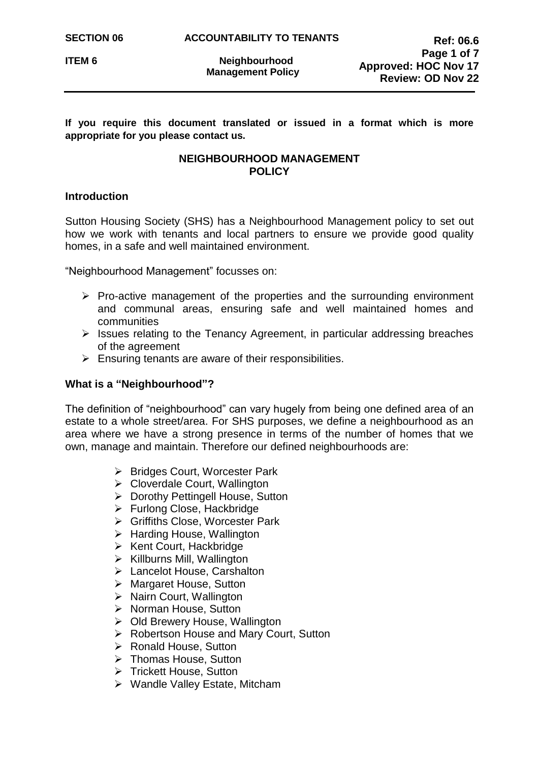**If you require this document translated or issued in a format which is more appropriate for you please contact us.**

# NEIGHBOURHOOD MANAGEMENT POLICY

## Introduction

Sutton Housing Society (SHS) has a Neighbourhood Management policy to set out how we work with tenants and local partners to ensure we provide good quality homes, in a safe and well maintained environment.

"Neighbourhood Management" focusses on:

- Pro-active management of the properties and the surrounding environment and communal areas, ensuring safe and well maintained homes and communities
- Issues relating to the Tenancy Agreement, in particular addressing breaches of the agreement
- Ensuring tenants are aware of their responsibilities.

## What is a "Neighbourhood"?

The definition of "neighbourhood" can vary hugely from being one defined area of an estate to a whole street/area. For SHS purposes, we define a neighbourhood as an area where we have a strong presence in terms of the number of homes that we own, manage and maintain. Therefore our defined neighbourhoods are:

- Bridges Court, Worcester Park
- Cloverdale Court, Wallington
- Dorothy Pettingell House, Sutton
- Furlong Close, Hackbridge
- Griffiths Close, Worcester Park
- Harding House, Wallington
- Kent Court, Hackbridge
- Killburns Mill, Wallington
- Lancelot House, Carshalton
- Margaret House, Sutton
- Nairn Court, Wallington
- Norman House, Sutton
- Old Brewery House, Wallington
- Robertson House and Mary Court, Sutton
- Ronald House, Sutton
- Thomas House, Sutton
- Trickett House, Sutton
- Wandle Valley Estate, Mitcham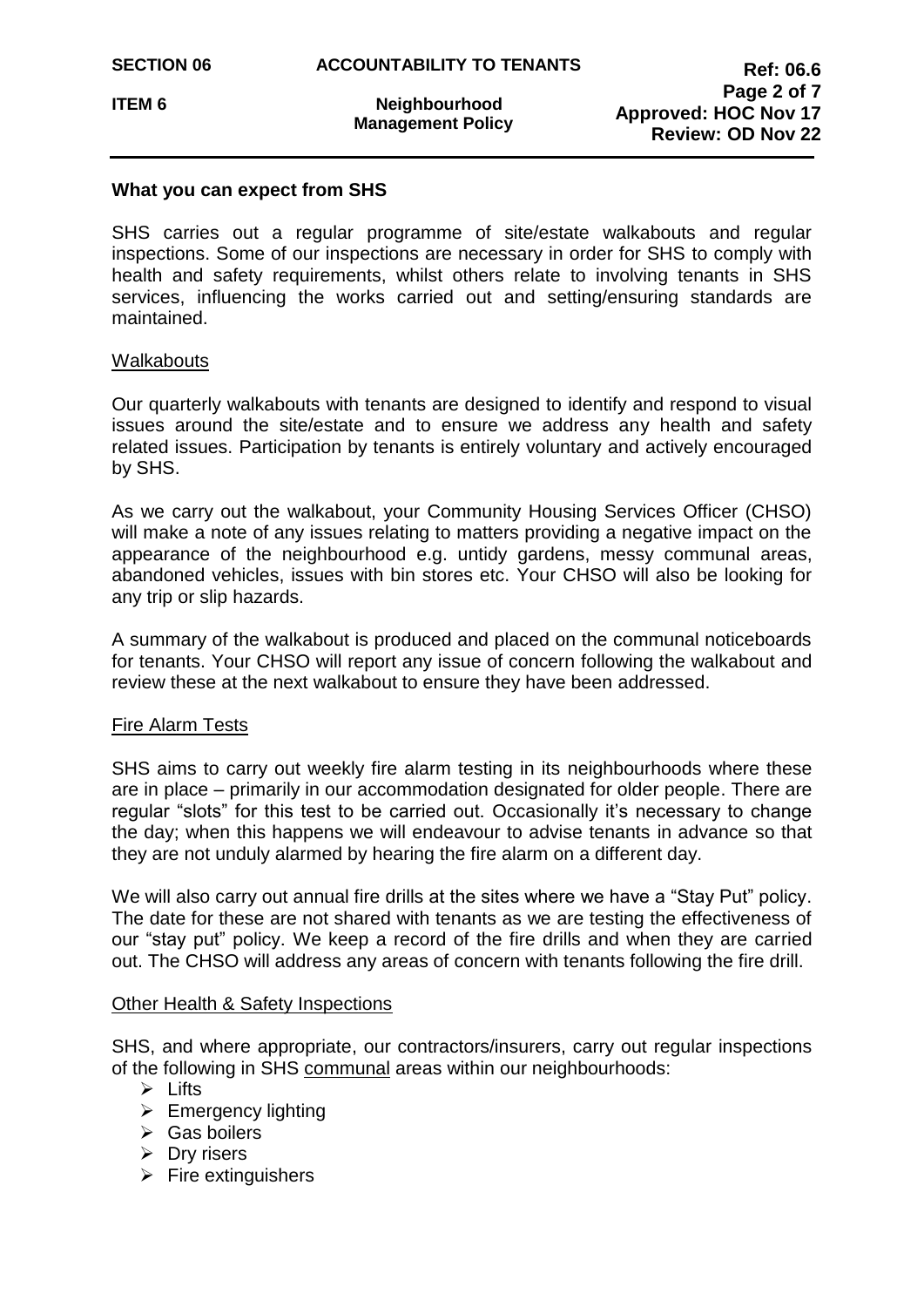## What you can expect from SHS

SHS carries out a regular programme of site/estate walkabouts and regular inspections. Some of our inspections are necessary in order for SHS to comply with health and safety requirements, whilst others relate to involving tenants in SHS services, influencing the works carried out and setting/ensuring standards are maintained.

### Walkabouts

Our quarterly walkabouts with tenants are designed to identify and respond to visual issues around the site/estate and to ensure we address any health and safety related issues. Participation by tenants is entirely voluntary and actively encouraged by SHS.

As we carry out the walkabout, your Community Housing Services Officer (CHSO) will make a note of any issues relating to matters providing a negative impact on the appearance of the neighbourhood e.g. untidy gardens, messy communal areas, abandoned vehicles, issues with bin stores etc. Your CHSO will also be looking for any trip or slip hazards.

A summary of the walkabout is produced and placed on the communal noticeboards for tenants. Your CHSO will report any issue of concern following the walkabout and review these at the next walkabout to ensure they have been addressed.

### Fire Alarm Tests

SHS aims to carry out weekly fire alarm testing in its neighbourhoods where these are in place – primarily in our accommodation designated for older people. There are regular "slots" for this test to be carried out. Occasionally it's necessary to change the day; when this happens we will endeavour to advise tenants in advance so that they are not unduly alarmed by hearing the fire alarm on a different day.

We will also carry out annual fire drills at the sites where we have a "Stay Put" policy. The date for these are not shared with tenants as we are testing the effectiveness of our "stay put" policy. We keep a record of the fire drills and when they are carried out. The CHSO will address any areas of concern with tenants following the fire drill.

### Other Health & Safety Inspections

SHS, and where appropriate, our contractors/insurers, carry out regular inspections of the following in SHS communal areas within our neighbourhoods:

- Lifts
- Emergency lighting
- Gas boilers
- Dry risers
- Fire extinguishers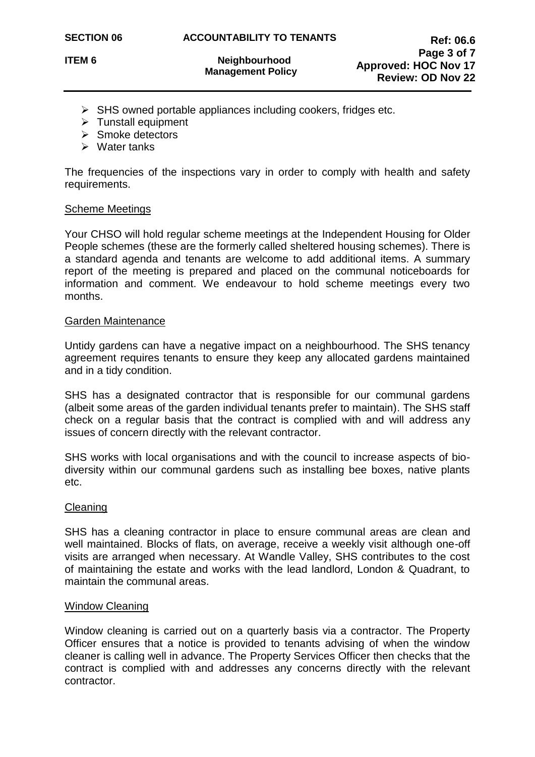- SHS owned portable appliances including cookers, fridges etc.
- Tunstall equipment
- Smoke detectors
- Water tanks

The frequencies of the inspections vary in order to comply with health and safety requirements.

<u>Scheme Meetings</u>

Your CHSO will hold regular scheme meetings at the Independent Housing for Older People schemes (these are the formerly called sheltered housing schemes). There is a standard agenda and tenants are welcome to add additional items. A summary report of the meeting is prepared and placed on the communal noticeboards for information and comment. We endeavour to hold scheme meetings every two months.

<u>Garden Maintenance</u>

Untidy gardens can have a negative impact on a neighbourhood. The SHS tenancy agreement requires tenants to ensure they keep any allocated gardens maintained and in a tidy condition.

SHS has a designated contractor that is responsible for our communal gardens (albeit some areas of the garden individual tenants prefer to maintain). The SHS staff check on a regular basis that the contract is complied with and will address any issues of concern directly with the relevant contractor.

SHS works with local organisations and with the council to increase aspects of bio-diversity within our communal gardens such as installing bee boxes, native plants etc.

<u>Cleaning</u>

SHS has a cleaning contractor in place to ensure communal areas are clean and well maintained. Blocks of flats, on average, receive a weekly visit although one-off visits are arranged when necessary. At Wandle Valley, SHS contributes to the cost of maintaining the estate and works with the lead landlord, London & Quadrant, to maintain the communal areas.

<u>Window Cleaning</u>

Window cleaning is carried out on a quarterly basis via a contractor. The Property Officer ensures that a notice is provided to tenants advising of when the window cleaner is calling well in advance. The Property Services Officer then checks that the contract is complied with and addresses any concerns directly with the relevant contractor.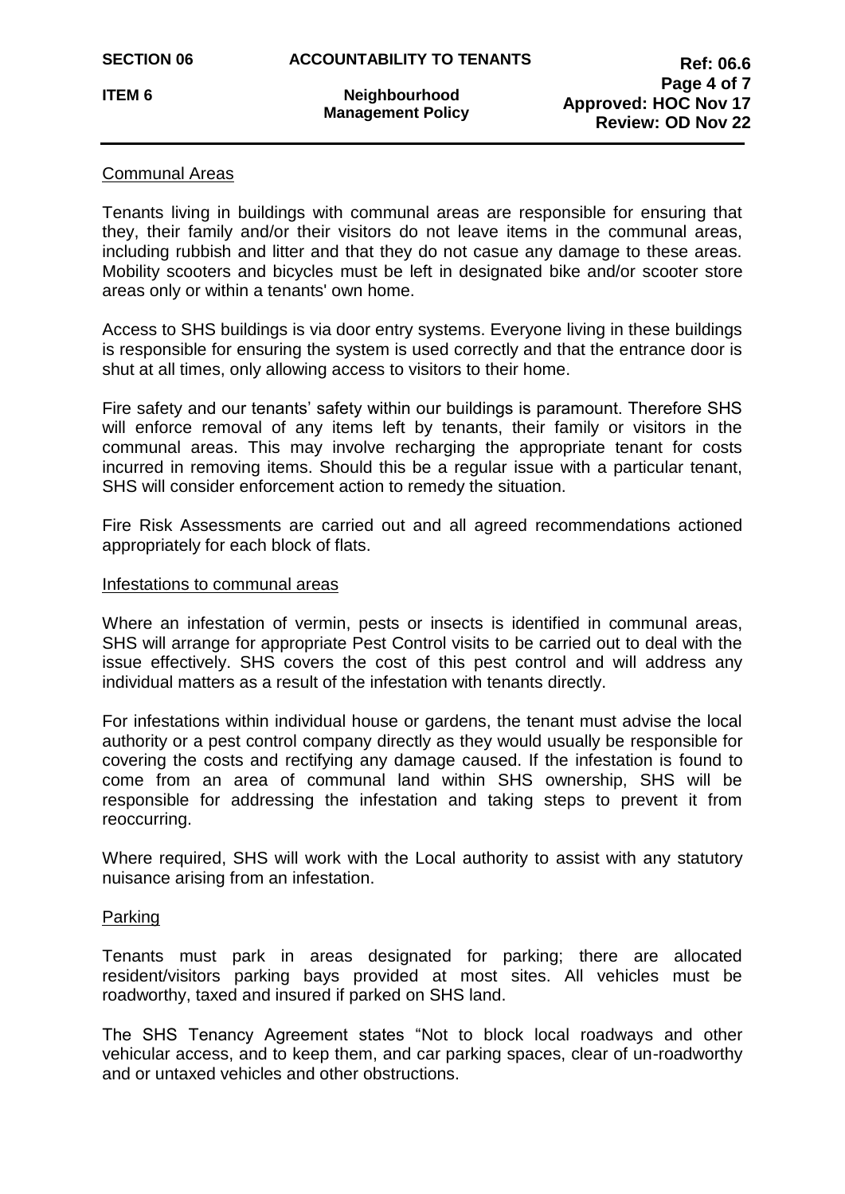## Communal Areas

Tenants living in buildings with communal areas are responsible for ensuring that they, their family and/or their visitors do not leave items in the communal areas, including rubbish and litter and that they do not casue any damage to these areas. Mobility scooters and bicycles must be left in designated bike and/or scooter store areas only or within a tenants' own home.

Access to SHS buildings is via door entry systems. Everyone living in these buildings is responsible for ensuring the system is used correctly and that the entrance door is shut at all times, only allowing access to visitors to their home.

Fire safety and our tenants' safety within our buildings is paramount. Therefore SHS will enforce removal of any items left by tenants, their family or visitors in the communal areas. This may involve recharging the appropriate tenant for costs incurred in removing items. Should this be a regular issue with a particular tenant, SHS will consider enforcement action to remedy the situation.

Fire Risk Assessments are carried out and all agreed recommendations actioned appropriately for each block of flats.

## Infestations to communal areas

Where an infestation of vermin, pests or insects is identified in communal areas, SHS will arrange for appropriate Pest Control visits to be carried out to deal with the issue effectively. SHS covers the cost of this pest control and will address any individual matters as a result of the infestation with tenants directly.

For infestations within individual house or gardens, the tenant must advise the local authority or a pest control company directly as they would usually be responsible for covering the costs and rectifying any damage caused. If the infestation is found to come from an area of communal land within SHS ownership, SHS will be responsible for addressing the infestation and taking steps to prevent it from reoccurring.

Where required, SHS will work with the Local authority to assist with any statutory nuisance arising from an infestation.

## Parking

Tenants must park in areas designated for parking; there are allocated resident/visitors parking bays provided at most sites. All vehicles must be roadworthy, taxed and insured if parked on SHS land.

The SHS Tenancy Agreement states "Not to block local roadways and other vehicular access, and to keep them, and car parking spaces, clear of un-roadworthy and or untaxed vehicles and other obstructions.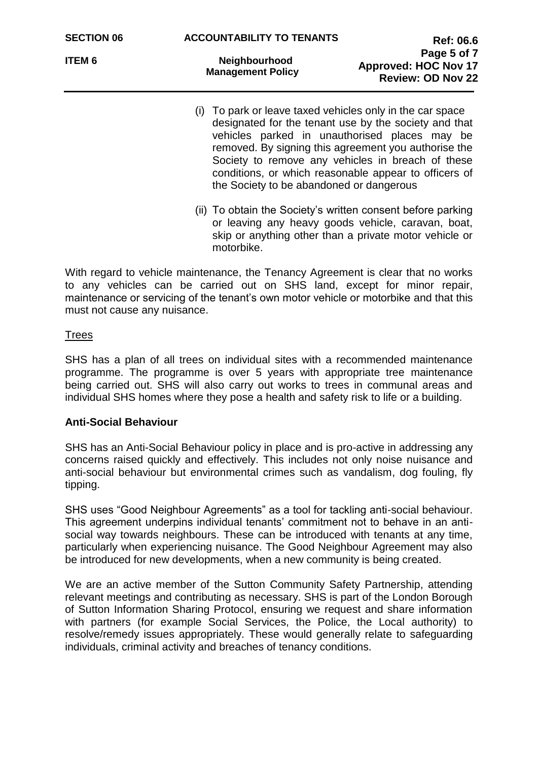(i) To park or leave taxed vehicles only in the car space designated for the tenant use by the society and that vehicles parked in unauthorised places may be removed. By signing this agreement you authorise the Society to remove any vehicles in breach of these conditions, or which reasonable appear to officers of the Society to be abandoned or dangerous

(ii) To obtain the Society's written consent before parking or leaving any heavy goods vehicle, caravan, boat, skip or anything other than a private motor vehicle or motorbike.

With regard to vehicle maintenance, the Tenancy Agreement is clear that no works to any vehicles can be carried out on SHS land, except for minor repair, maintenance or servicing of the tenant's own motor vehicle or motorbike and that this must not cause any nuisance.

Trees

SHS has a plan of all trees on individual sites with a recommended maintenance programme. The programme is over 5 years with appropriate tree maintenance being carried out. SHS will also carry out works to trees in communal areas and individual SHS homes where they pose a health and safety risk to life or a building.

**Anti-Social Behaviour**

SHS has an Anti-Social Behaviour policy in place and is pro-active in addressing any concerns raised quickly and effectively. This includes not only noise nuisance and anti-social behaviour but environmental crimes such as vandalism, dog fouling, fly tipping.

SHS uses "Good Neighbour Agreements" as a tool for tackling anti-social behaviour. This agreement underpins individual tenants' commitment not to behave in an anti-social way towards neighbours. These can be introduced with tenants at any time, particularly when experiencing nuisance. The Good Neighbour Agreement may also be introduced for new developments, when a new community is being created.

We are an active member of the Sutton Community Safety Partnership, attending relevant meetings and contributing as necessary. SHS is part of the London Borough of Sutton Information Sharing Protocol, ensuring we request and share information with partners (for example Social Services, the Police, the Local authority) to resolve/remedy issues appropriately. These would generally relate to safeguarding individuals, criminal activity and breaches of tenancy conditions.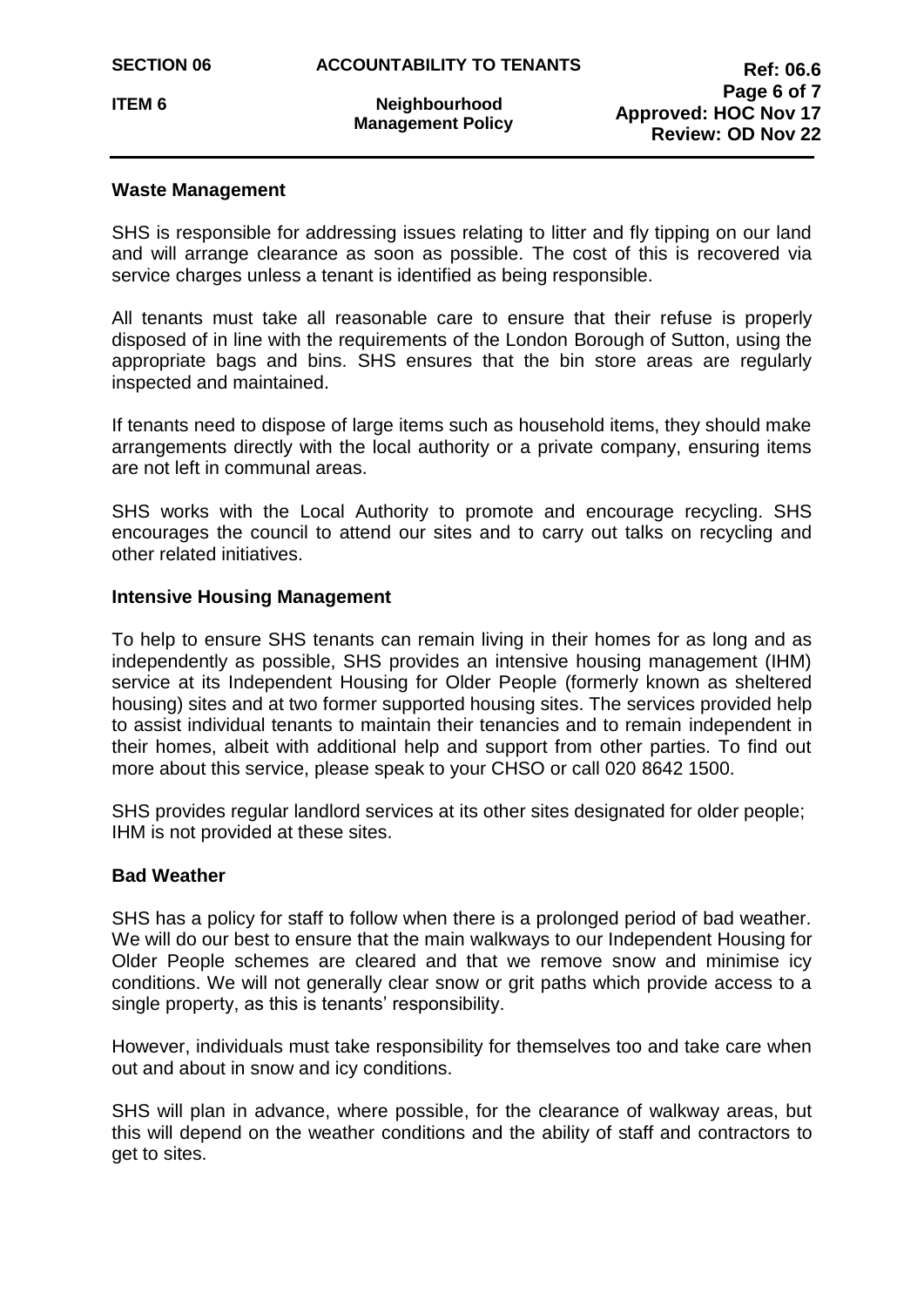**Waste Management**

SHS is responsible for addressing issues relating to litter and fly tipping on our land and will arrange clearance as soon as possible. The cost of this is recovered via service charges unless a tenant is identified as being responsible.

All tenants must take all reasonable care to ensure that their refuse is properly disposed of in line with the requirements of the London Borough of Sutton, using the appropriate bags and bins. SHS ensures that the bin store areas are regularly inspected and maintained.

If tenants need to dispose of large items such as household items, they should make arrangements directly with the local authority or a private company, ensuring items are not left in communal areas.

SHS works with the Local Authority to promote and encourage recycling. SHS encourages the council to attend our sites and to carry out talks on recycling and other related initiatives.

**Intensive Housing Management**

To help to ensure SHS tenants can remain living in their homes for as long and as independently as possible, SHS provides an intensive housing management (IHM) service at its Independent Housing for Older People (formerly known as sheltered housing) sites and at two former supported housing sites. The services provided help to assist individual tenants to maintain their tenancies and to remain independent in their homes, albeit with additional help and support from other parties. To find out more about this service, please speak to your CHSO or call 020 8642 1500.

SHS provides regular landlord services at its other sites designated for older people; IHM is not provided at these sites.

**Bad Weather**

SHS has a policy for staff to follow when there is a prolonged period of bad weather. We will do our best to ensure that the main walkways to our Independent Housing for Older People schemes are cleared and that we remove snow and minimise icy conditions. We will not generally clear snow or grit paths which provide access to a single property, as this is tenants' responsibility.

However, individuals must take responsibility for themselves too and take care when out and about in snow and icy conditions.

SHS will plan in advance, where possible, for the clearance of walkway areas, but this will depend on the weather conditions and the ability of staff and contractors to get to sites.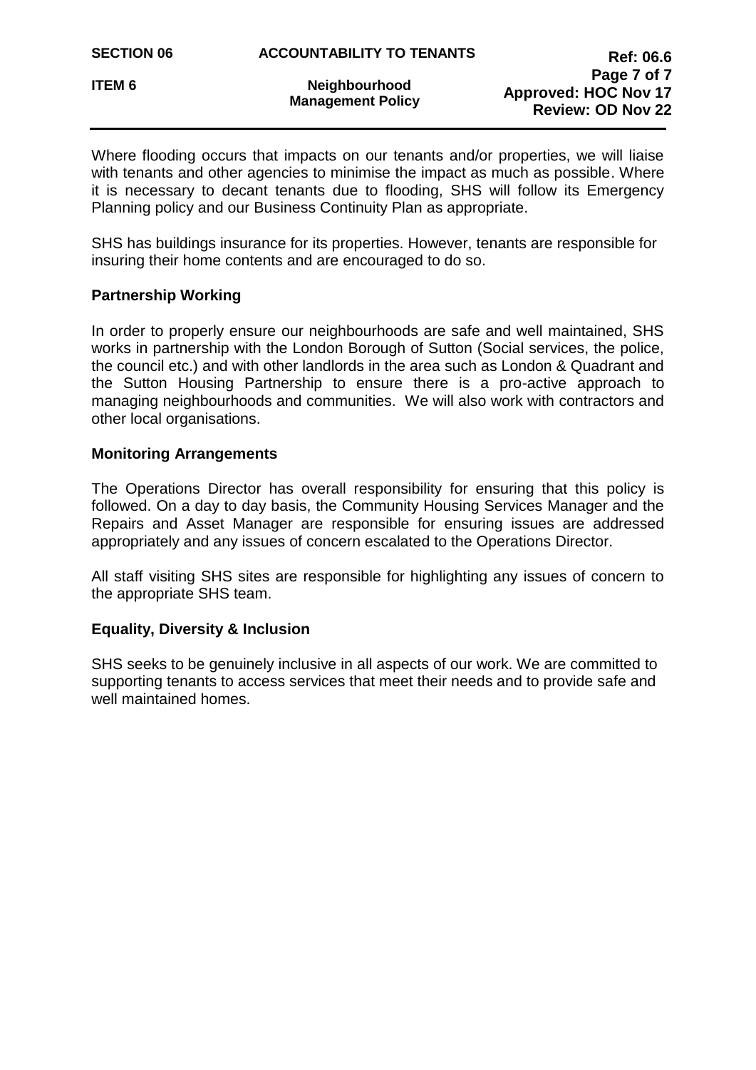Where flooding occurs that impacts on our tenants and/or properties, we will liaise with tenants and other agencies to minimise the impact as much as possible. Where it is necessary to decant tenants due to flooding, SHS will follow its Emergency Planning policy and our Business Continuity Plan as appropriate.

SHS has buildings insurance for its properties. However, tenants are responsible for insuring their home contents and are encouraged to do so.

**Partnership Working**

In order to properly ensure our neighbourhoods are safe and well maintained, SHS works in partnership with the London Borough of Sutton (Social services, the police, the council etc.) and with other landlords in the area such as London & Quadrant and the Sutton Housing Partnership to ensure there is a pro-active approach to managing neighbourhoods and communities. We will also work with contractors and other local organisations.

**Monitoring Arrangements**

The Operations Director has overall responsibility for ensuring that this policy is followed. On a day to day basis, the Community Housing Services Manager and the Repairs and Asset Manager are responsible for ensuring issues are addressed appropriately and any issues of concern escalated to the Operations Director.

All staff visiting SHS sites are responsible for highlighting any issues of concern to the appropriate SHS team.

**Equality, Diversity & Inclusion**

SHS seeks to be genuinely inclusive in all aspects of our work. We are committed to supporting tenants to access services that meet their needs and to provide safe and well maintained homes.